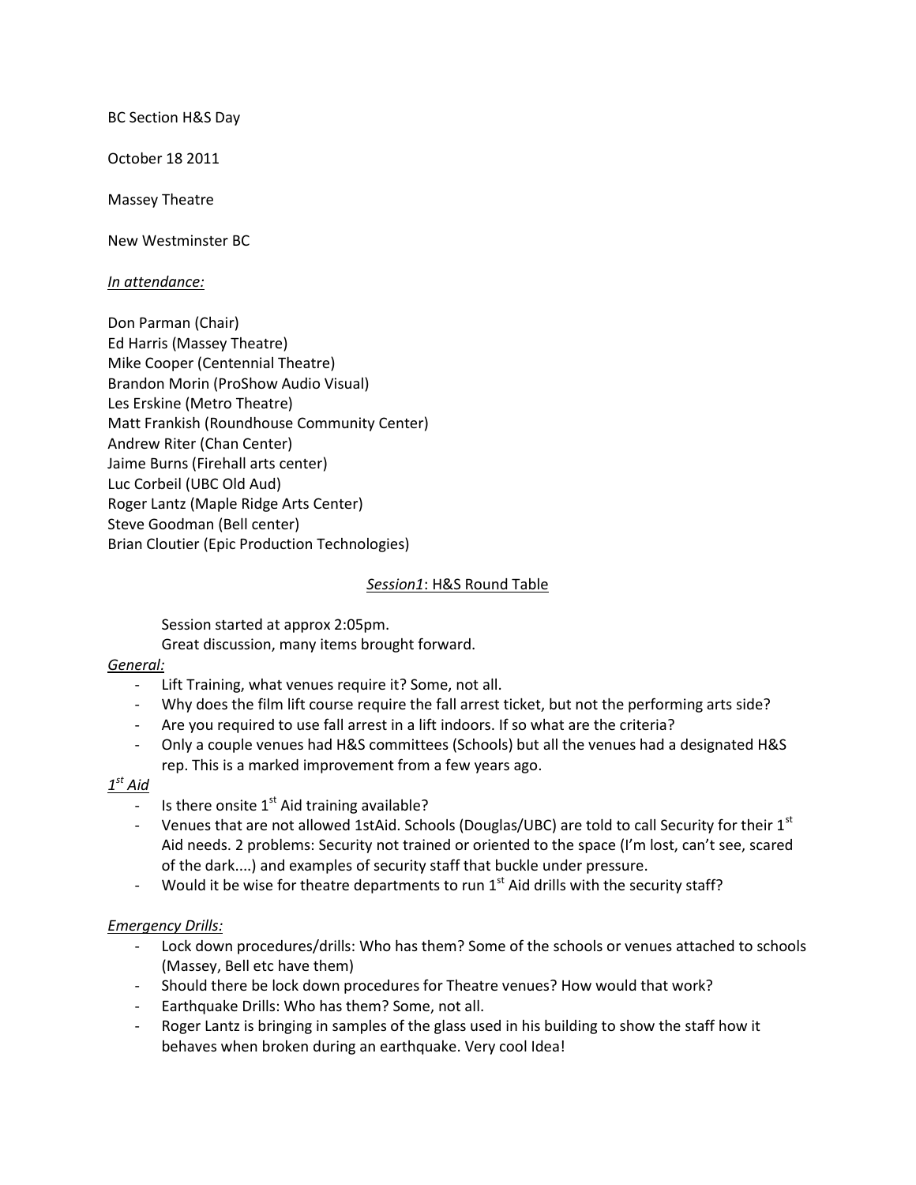BC Section H&S Day

October 18 2011

Massey Theatre

New Westminster BC

*In attendance:*

Don Parman (Chair)
Ed Harris (Massey Theatre)
Mike Cooper (Centennial Theatre)
Brandon Morin (ProShow Audio Visual)
Les Erskine (Metro Theatre)
Matt Frankish (Roundhouse Community Center)
Andrew Riter (Chan Center)
Jaime Burns (Firehall arts center)
Luc Corbeil (UBC Old Aud)
Roger Lantz (Maple Ridge Arts Center)
Steve Goodman (Bell center)
Brian Cloutier (Epic Production Technologies)

## *Session1*: H&S Round Table

Session started at approx 2:05pm.
Great discussion, many items brought forward.

*General:*

- Lift Training, what venues require it? Some, not all.
- Why does the film lift course require the fall arrest ticket, but not the performing arts side?
- Are you required to use fall arrest in a lift indoors. If so what are the criteria?
- Only a couple venues had H&S committees (Schools) but all the venues had a designated H&S rep. This is a marked improvement from a few years ago.

*1st Aid*

- Is there onsite 1st Aid training available?
- Venues that are not allowed 1stAid. Schools (Douglas/UBC) are told to call Security for their 1st Aid needs. 2 problems: Security not trained or oriented to the space (I'm lost, can't see, scared of the dark....) and examples of security staff that buckle under pressure.
- Would it be wise for theatre departments to run 1st Aid drills with the security staff?

*Emergency Drills:*

- Lock down procedures/drills: Who has them? Some of the schools or venues attached to schools (Massey, Bell etc have them)
- Should there be lock down procedures for Theatre venues? How would that work?
- Earthquake Drills: Who has them? Some, not all.
- Roger Lantz is bringing in samples of the glass used in his building to show the staff how it behaves when broken during an earthquake. Very cool Idea!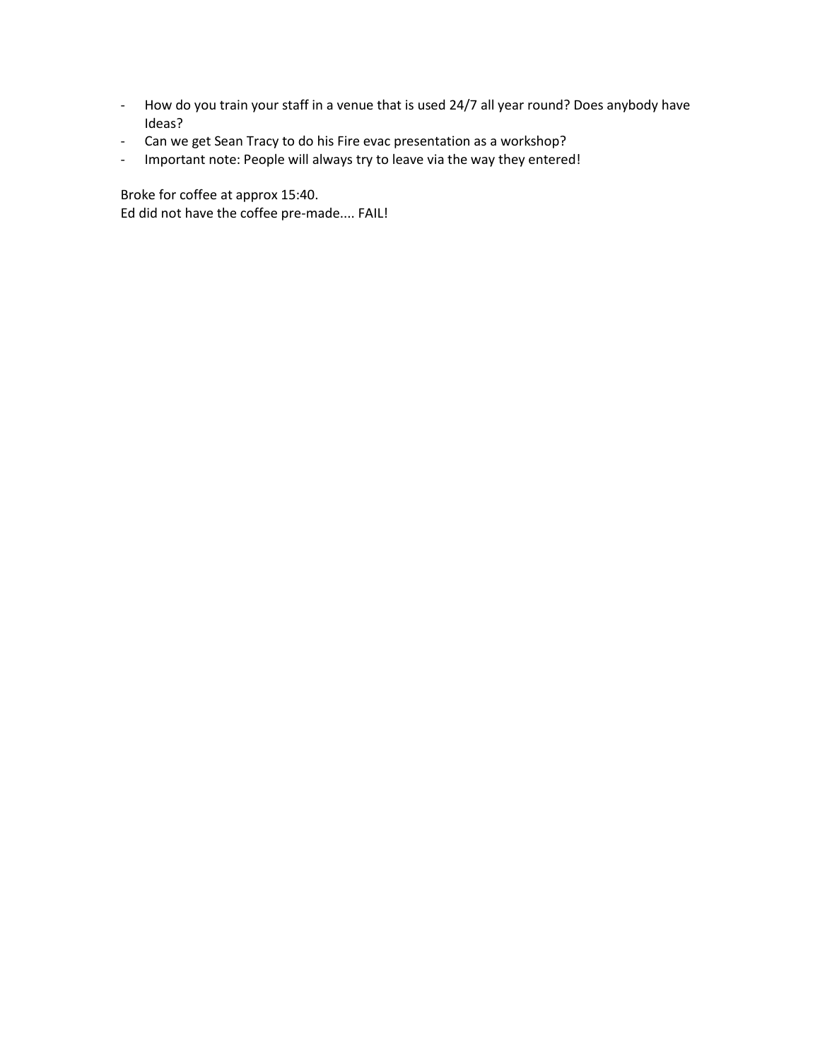- How do you train your staff in a venue that is used 24/7 all year round? Does anybody have Ideas?
- Can we get Sean Tracy to do his Fire evac presentation as a workshop?
- Important note: People will always try to leave via the way they entered!

Broke for coffee at approx 15:40.
Ed did not have the coffee pre-made.... FAIL!